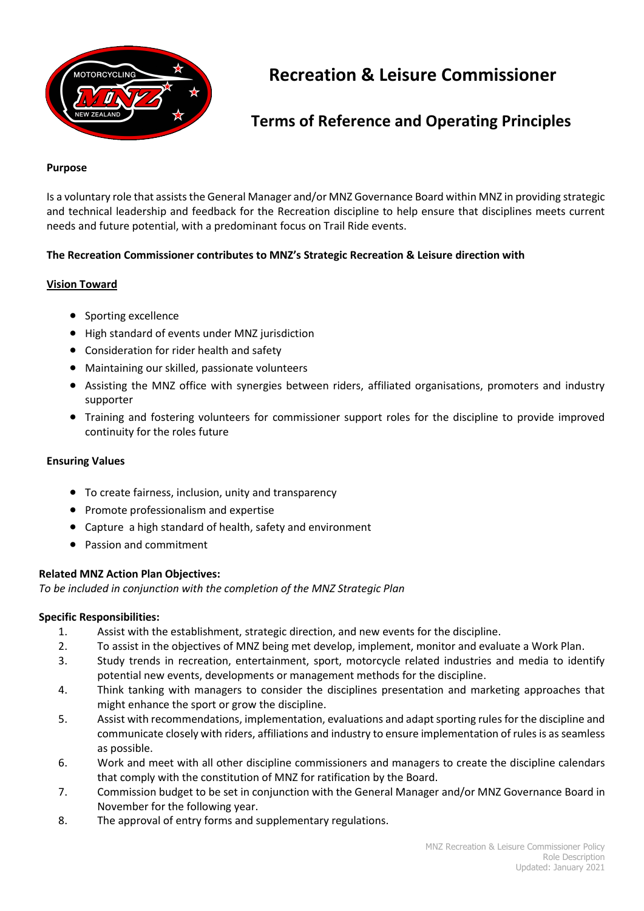# Recreation & Leisure Commissioner

## Terms of Reference and Operating Principles

**Purpose**

Is a voluntary role that assists the General Manager and/or MNZ Governance Board within MNZ in providing strategic and technical leadership and feedback for the Recreation discipline to help ensure that disciplines meets current needs and future potential, with a predominant focus on Trail Ride events.

**The Recreation Commissioner contributes to MNZ's Strategic Recreation & Leisure direction with**

**Vision Toward**

- Sporting excellence
- High standard of events under MNZ jurisdiction
- Consideration for rider health and safety
- Maintaining our skilled, passionate volunteers
- Assisting the MNZ office with synergies between riders, affiliated organisations, promoters and industry supporter
- Training and fostering volunteers for commissioner support roles for the discipline to provide improved continuity for the roles future

**Ensuring Values**

- To create fairness, inclusion, unity and transparency
- Promote professionalism and expertise
- Capture a high standard of health, safety and environment
- Passion and commitment

**Related MNZ Action Plan Objectives:**

*To be included in conjunction with the completion of the MNZ Strategic Plan*

**Specific Responsibilities:**

1. Assist with the establishment, strategic direction, and new events for the discipline.
2. To assist in the objectives of MNZ being met develop, implement, monitor and evaluate a Work Plan.
3. Study trends in recreation, entertainment, sport, motorcycle related industries and media to identify potential new events, developments or management methods for the discipline.
4. Think tanking with managers to consider the disciplines presentation and marketing approaches that might enhance the sport or grow the discipline.
5. Assist with recommendations, implementation, evaluations and adapt sporting rules for the discipline and communicate closely with riders, affiliations and industry to ensure implementation of rules is as seamless as possible.
6. Work and meet with all other discipline commissioners and managers to create the discipline calendars that comply with the constitution of MNZ for ratification by the Board.
7. Commission budget to be set in conjunction with the General Manager and/or MNZ Governance Board in November for the following year.
8. The approval of entry forms and supplementary regulations.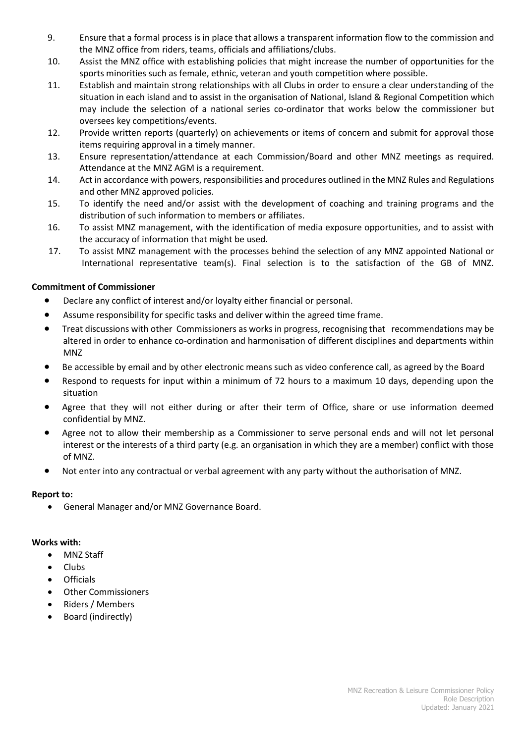9. Ensure that a formal process is in place that allows a transparent information flow to the commission and the MNZ office from riders, teams, officials and affiliations/clubs.
10. Assist the MNZ office with establishing policies that might increase the number of opportunities for the sports minorities such as female, ethnic, veteran and youth competition where possible.
11. Establish and maintain strong relationships with all Clubs in order to ensure a clear understanding of the situation in each island and to assist in the organisation of National, Island & Regional Competition which may include the selection of a national series co-ordinator that works below the commissioner but oversees key competitions/events.
12. Provide written reports (quarterly) on achievements or items of concern and submit for approval those items requiring approval in a timely manner.
13. Ensure representation/attendance at each Commission/Board and other MNZ meetings as required. Attendance at the MNZ AGM is a requirement.
14. Act in accordance with powers, responsibilities and procedures outlined in the MNZ Rules and Regulations and other MNZ approved policies.
15. To identify the need and/or assist with the development of coaching and training programs and the distribution of such information to members or affiliates.
16. To assist MNZ management, with the identification of media exposure opportunities, and to assist with the accuracy of information that might be used.
17. To assist MNZ management with the processes behind the selection of any MNZ appointed National or International representative team(s). Final selection is to the satisfaction of the GB of MNZ.

**Commitment of Commissioner**

- Declare any conflict of interest and/or loyalty either financial or personal.
- Assume responsibility for specific tasks and deliver within the agreed time frame.
- Treat discussions with other Commissioners as works in progress, recognising that recommendations may be altered in order to enhance co-ordination and harmonisation of different disciplines and departments within MNZ
- Be accessible by email and by other electronic means such as video conference call, as agreed by the Board
- Respond to requests for input within a minimum of 72 hours to a maximum 10 days, depending upon the situation
- Agree that they will not either during or after their term of Office, share or use information deemed confidential by MNZ.
- Agree not to allow their membership as a Commissioner to serve personal ends and will not let personal interest or the interests of a third party (e.g. an organisation in which they are a member) conflict with those of MNZ.
- Not enter into any contractual or verbal agreement with any party without the authorisation of MNZ.

**Report to:**

- General Manager and/or MNZ Governance Board.

**Works with:**

- MNZ Staff
- Clubs
- Officials
- Other Commissioners
- Riders / Members
- Board (indirectly)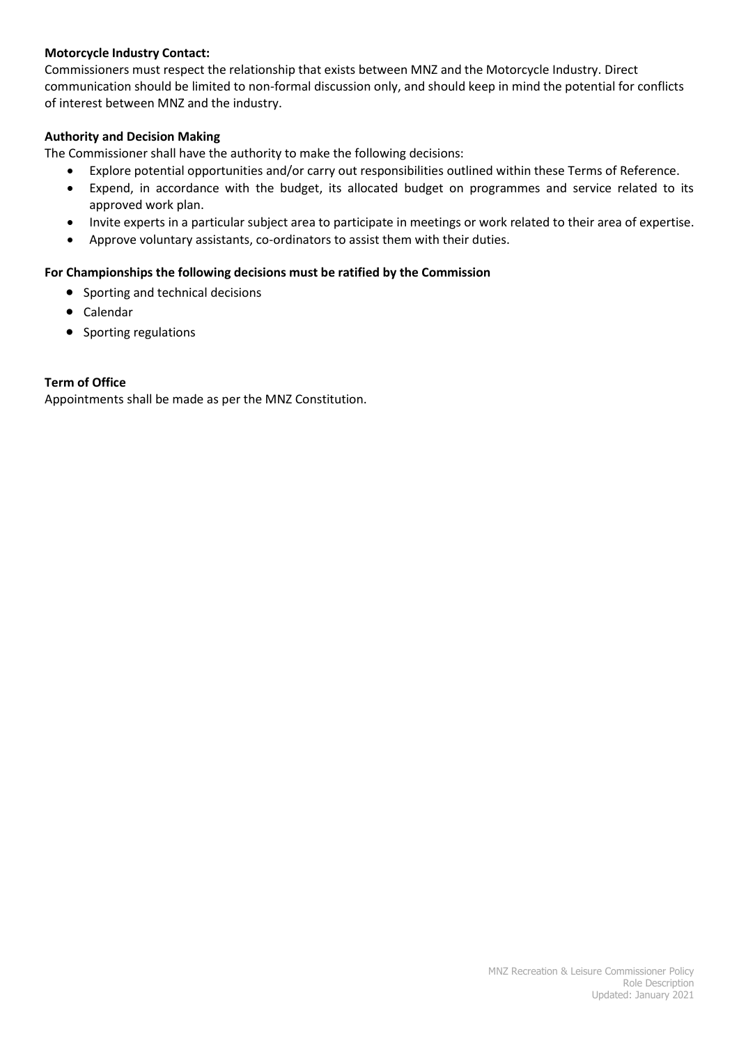**Motorcycle Industry Contact:**
Commissioners must respect the relationship that exists between MNZ and the Motorcycle Industry. Direct communication should be limited to non-formal discussion only, and should keep in mind the potential for conflicts of interest between MNZ and the industry.

**Authority and Decision Making**
The Commissioner shall have the authority to make the following decisions:

- Explore potential opportunities and/or carry out responsibilities outlined within these Terms of Reference.
- Expend, in accordance with the budget, its allocated budget on programmes and service related to its approved work plan.
- Invite experts in a particular subject area to participate in meetings or work related to their area of expertise.
- Approve voluntary assistants, co-ordinators to assist them with their duties.

**For Championships the following decisions must be ratified by the Commission**

- Sporting and technical decisions
- Calendar
- Sporting regulations

**Term of Office**
Appointments shall be made as per the MNZ Constitution.